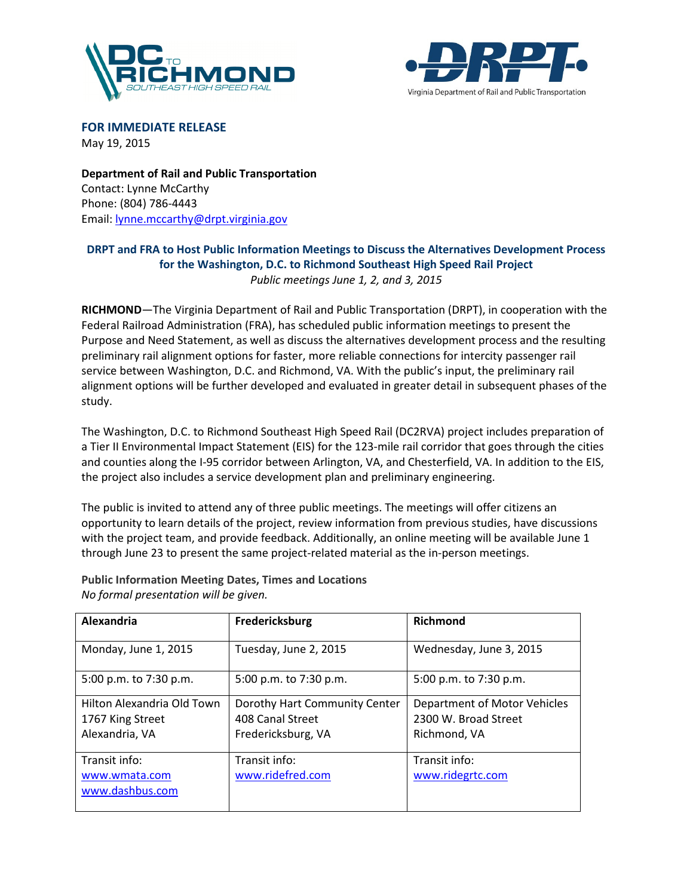**FOR IMMEDIATE RELEASE**
May 19, 2015

**Department of Rail and Public Transportation**
Contact: Lynne McCarthy
Phone: (804) 786-4443
Email: lynne.mccarthy@drpt.virginia.gov

## DRPT and FRA to Host Public Information Meetings to Discuss the Alternatives Development Process for the Washington, D.C. to Richmond Southeast High Speed Rail Project

*Public meetings June 1, 2, and 3, 2015*

**RICHMOND**—The Virginia Department of Rail and Public Transportation (DRPT), in cooperation with the Federal Railroad Administration (FRA), has scheduled public information meetings to present the Purpose and Need Statement, as well as discuss the alternatives development process and the resulting preliminary rail alignment options for faster, more reliable connections for intercity passenger rail service between Washington, D.C. and Richmond, VA. With the public's input, the preliminary rail alignment options will be further developed and evaluated in greater detail in subsequent phases of the study.

The Washington, D.C. to Richmond Southeast High Speed Rail (DC2RVA) project includes preparation of a Tier II Environmental Impact Statement (EIS) for the 123-mile rail corridor that goes through the cities and counties along the I-95 corridor between Arlington, VA, and Chesterfield, VA. In addition to the EIS, the project also includes a service development plan and preliminary engineering.

The public is invited to attend any of three public meetings. The meetings will offer citizens an opportunity to learn details of the project, review information from previous studies, have discussions with the project team, and provide feedback. Additionally, an online meeting will be available June 1 through June 23 to present the same project-related material as the in-person meetings.

**Public Information Meeting Dates, Times and Locations**
*No formal presentation will be given.*

| Alexandria | Fredericksburg | Richmond |
|---|---|---|
| Monday, June 1, 2015 | Tuesday, June 2, 2015 | Wednesday, June 3, 2015 |
| 5:00 p.m. to 7:30 p.m. | 5:00 p.m. to 7:30 p.m. | 5:00 p.m. to 7:30 p.m. |
| Hilton Alexandria Old Town<br>1767 King Street<br>Alexandria, VA | Dorothy Hart Community Center<br>408 Canal Street<br>Fredericksburg, VA | Department of Motor Vehicles<br>2300 W. Broad Street<br>Richmond, VA |
| Transit info:<br>www.wmata.com<br>www.dashbus.com | Transit info:<br>www.ridefred.com | Transit info:<br>www.ridegrtc.com |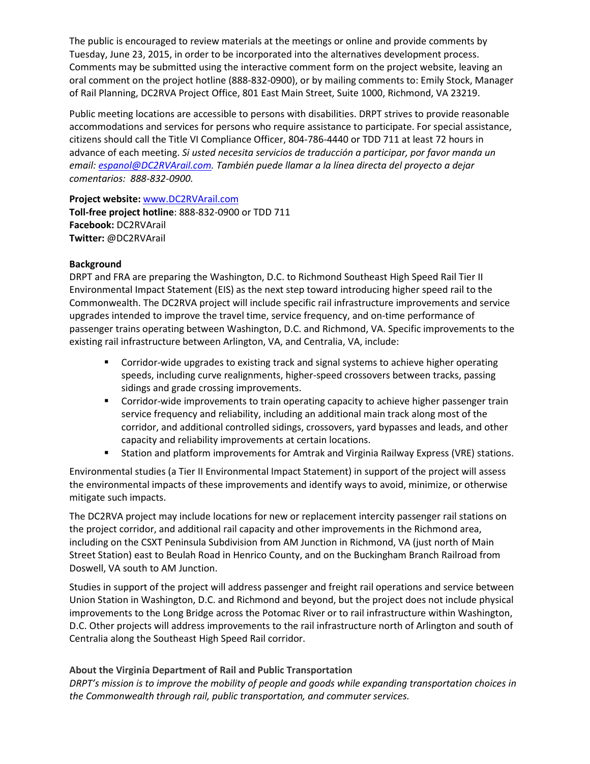The public is encouraged to review materials at the meetings or online and provide comments by Tuesday, June 23, 2015, in order to be incorporated into the alternatives development process. Comments may be submitted using the interactive comment form on the project website, leaving an oral comment on the project hotline (888-832-0900), or by mailing comments to: Emily Stock, Manager of Rail Planning, DC2RVA Project Office, 801 East Main Street, Suite 1000, Richmond, VA 23219.

Public meeting locations are accessible to persons with disabilities. DRPT strives to provide reasonable accommodations and services for persons who require assistance to participate. For special assistance, citizens should call the Title VI Compliance Officer, 804-786-4440 or TDD 711 at least 72 hours in advance of each meeting. *Si usted necesita servicios de traducción a participar, por favor manda un email: espanol@DC2RVArail.com. También puede llamar a la línea directa del proyecto a dejar comentarios: 888-832-0900.*

**Project website:** www.DC2RVArail.com
**Toll-free project hotline**: 888-832-0900 or TDD 711
**Facebook:** DC2RVArail
**Twitter:** @DC2RVArail

**Background**

DRPT and FRA are preparing the Washington, D.C. to Richmond Southeast High Speed Rail Tier II Environmental Impact Statement (EIS) as the next step toward introducing higher speed rail to the Commonwealth. The DC2RVA project will include specific rail infrastructure improvements and service upgrades intended to improve the travel time, service frequency, and on-time performance of passenger trains operating between Washington, D.C. and Richmond, VA. Specific improvements to the existing rail infrastructure between Arlington, VA, and Centralia, VA, include:

- Corridor-wide upgrades to existing track and signal systems to achieve higher operating speeds, including curve realignments, higher-speed crossovers between tracks, passing sidings and grade crossing improvements.
- Corridor-wide improvements to train operating capacity to achieve higher passenger train service frequency and reliability, including an additional main track along most of the corridor, and additional controlled sidings, crossovers, yard bypasses and leads, and other capacity and reliability improvements at certain locations.
- Station and platform improvements for Amtrak and Virginia Railway Express (VRE) stations.

Environmental studies (a Tier II Environmental Impact Statement) in support of the project will assess the environmental impacts of these improvements and identify ways to avoid, minimize, or otherwise mitigate such impacts.

The DC2RVA project may include locations for new or replacement intercity passenger rail stations on the project corridor, and additional rail capacity and other improvements in the Richmond area, including on the CSXT Peninsula Subdivision from AM Junction in Richmond, VA (just north of Main Street Station) east to Beulah Road in Henrico County, and on the Buckingham Branch Railroad from Doswell, VA south to AM Junction.

Studies in support of the project will address passenger and freight rail operations and service between Union Station in Washington, D.C. and Richmond and beyond, but the project does not include physical improvements to the Long Bridge across the Potomac River or to rail infrastructure within Washington, D.C. Other projects will address improvements to the rail infrastructure north of Arlington and south of Centralia along the Southeast High Speed Rail corridor.

**About the Virginia Department of Rail and Public Transportation**

*DRPT's mission is to improve the mobility of people and goods while expanding transportation choices in the Commonwealth through rail, public transportation, and commuter services.*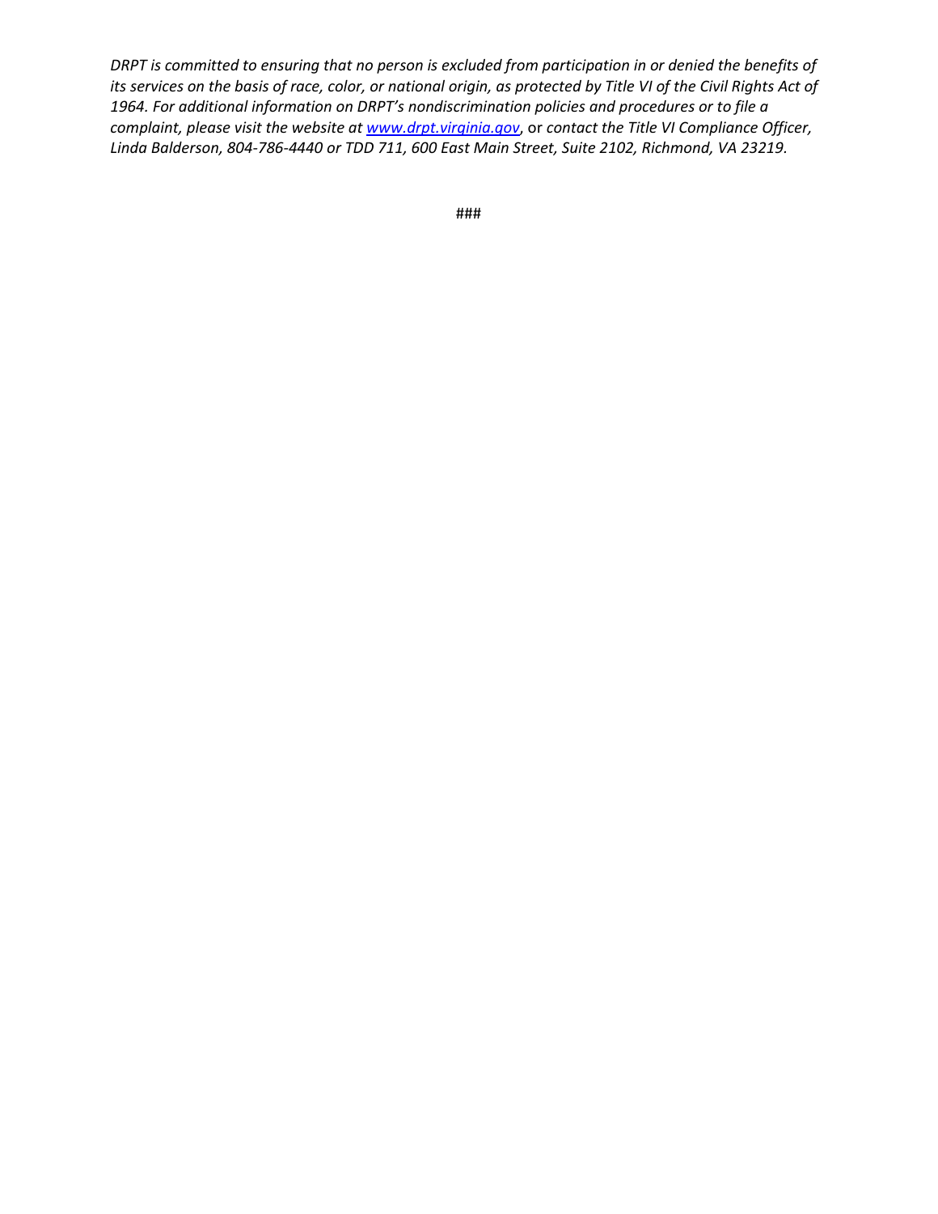*DRPT is committed to ensuring that no person is excluded from participation in or denied the benefits of its services on the basis of race, color, or national origin, as protected by Title VI of the Civil Rights Act of 1964. For additional information on DRPT's nondiscrimination policies and procedures or to file a complaint, please visit the website at [www.drpt.virginia.gov](http://www.drpt.virginia.gov),* or *contact the Title VI Compliance Officer, Linda Balderson, 804-786-4440 or TDD 711, 600 East Main Street, Suite 2102, Richmond, VA 23219.*

###